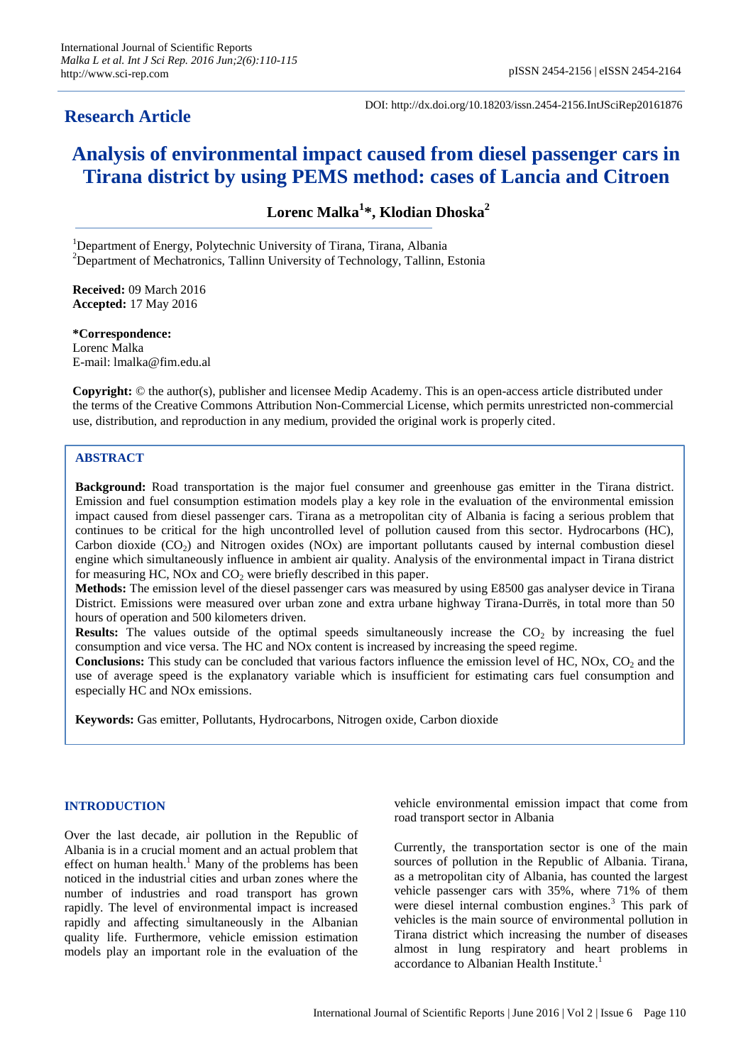**Research Article**

DOI: http://dx.doi.org/10.18203/issn.2454-2156.IntJSciRep20161876

# Analysis of environmental impact caused from diesel passenger cars in Tirana district by using PEMS method: cases of Lancia and Citroen

**Lorenc Malka[1]\*, Klodian Dhoska[2]**

[1]Department of Energy, Polytechnic University of Tirana, Tirana, Albania
[2]Department of Mechatronics, Tallinn University of Technology, Tallinn, Estonia

**Received:** 09 March 2016
**Accepted:** 17 May 2016

**\*Correspondence:**
Lorenc Malka
E-mail: lmalka@fim.edu.al

**Copyright:** © the author(s), publisher and licensee Medip Academy. This is an open-access article distributed under the terms of the Creative Commons Attribution Non-Commercial License, which permits unrestricted non-commercial use, distribution, and reproduction in any medium, provided the original work is properly cited.

## ABSTRACT

**Background:** Road transportation is the major fuel consumer and greenhouse gas emitter in the Tirana district. Emission and fuel consumption estimation models play a key role in the evaluation of the environmental emission impact caused from diesel passenger cars. Tirana as a metropolitan city of Albania is facing a serious problem that continues to be critical for the high uncontrolled level of pollution caused from this sector. Hydrocarbons (HC), Carbon dioxide ($CO_2$) and Nitrogen oxides (NOx) are important pollutants caused by internal combustion diesel engine which simultaneously influence in ambient air quality. Analysis of the environmental impact in Tirana district for measuring HC, NOx and $CO_2$ were briefly described in this paper.

**Methods:** The emission level of the diesel passenger cars was measured by using E8500 gas analyser device in Tirana District. Emissions were measured over urban zone and extra urbane highway Tirana-Durrës, in total more than 50 hours of operation and 500 kilometers driven.

**Results:** The values outside of the optimal speeds simultaneously increase the $CO_2$ by increasing the fuel consumption and vice versa. The HC and NOx content is increased by increasing the speed regime.

**Conclusions:** This study can be concluded that various factors influence the emission level of HC, NOx, $CO_2$ and the use of average speed is the explanatory variable which is insufficient for estimating cars fuel consumption and especially HC and NOx emissions.

**Keywords:** Gas emitter, Pollutants, Hydrocarbons, Nitrogen oxide, Carbon dioxide

## INTRODUCTION

Over the last decade, air pollution in the Republic of Albania is in a crucial moment and an actual problem that effect on human health.[1] Many of the problems has been noticed in the industrial cities and urban zones where the number of industries and road transport has grown rapidly. The level of environmental impact is increased rapidly and affecting simultaneously in the Albanian quality life. Furthermore, vehicle emission estimation models play an important role in the evaluation of the vehicle environmental emission impact that come from road transport sector in Albania

Currently, the transportation sector is one of the main sources of pollution in the Republic of Albania. Tirana, as a metropolitan city of Albania, has counted the largest vehicle passenger cars with 35%, where 71% of them were diesel internal combustion engines.[3] This park of vehicles is the main source of environmental pollution in Tirana district which increasing the number of diseases almost in lung respiratory and heart problems in accordance to Albanian Health Institute.[1]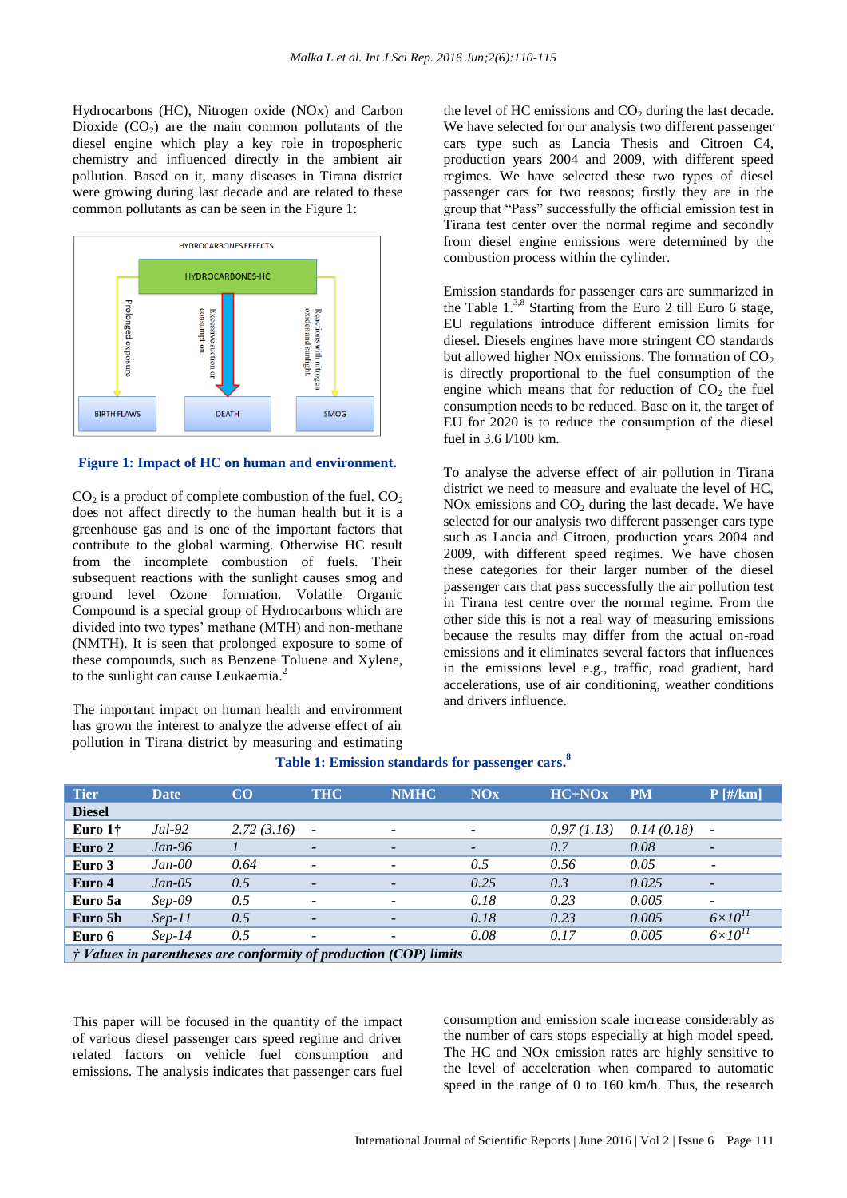Hydrocarbons (HC), Nitrogen oxide (NOx) and Carbon Dioxide ($CO_2$) are the main common pollutants of the diesel engine which play a key role in tropospheric chemistry and influenced directly in the ambient air pollution. Based on it, many diseases in Tirana district were growing during last decade and are related to these common pollutants as can be seen in the Figure 1:

**Figure 1: Impact of HC on human and environment.**

$CO_2$ is a product of complete combustion of the fuel. $CO_2$ does not affect directly to the human health but it is a greenhouse gas and is one of the important factors that contribute to the global warming. Otherwise HC result from the incomplete combustion of fuels. Their subsequent reactions with the sunlight causes smog and ground level Ozone formation. Volatile Organic Compound is a special group of Hydrocarbons which are divided into two types' methane (MTH) and non-methane (NMTH). It is seen that prolonged exposure to some of these compounds, such as Benzene Toluene and Xylene, to the sunlight can cause Leukaemia.[2]

The important impact on human health and environment has grown the interest to analyze the adverse effect of air pollution in Tirana district by measuring and estimating the level of HC emissions and $CO_2$ during the last decade. We have selected for our analysis two different passenger cars type such as Lancia Thesis and Citroen C4, production years 2004 and 2009, with different speed regimes. We have selected these two types of diesel passenger cars for two reasons; firstly they are in the group that "Pass" successfully the official emission test in Tirana test center over the normal regime and secondly from diesel engine emissions were determined by the combustion process within the cylinder.

Emission standards for passenger cars are summarized in the Table 1.[3,8] Starting from the Euro 2 till Euro 6 stage, EU regulations introduce different emission limits for diesel. Diesels engines have more stringent CO standards but allowed higher NOx emissions. The formation of $CO_2$ is directly proportional to the fuel consumption of the engine which means that for reduction of $CO_2$ the fuel consumption needs to be reduced. Base on it, the target of EU for 2020 is to reduce the consumption of the diesel fuel in 3.6 l/100 km.

To analyse the adverse effect of air pollution in Tirana district we need to measure and evaluate the level of HC, NOx emissions and $CO_2$ during the last decade. We have selected for our analysis two different passenger cars type such as Lancia and Citroen, production years 2004 and 2009, with different speed regimes. We have chosen these categories for their larger number of the diesel passenger cars that pass successfully the air pollution test in Tirana test centre over the normal regime. From the other side this is not a real way of measuring emissions because the results may differ from the actual on-road emissions and it eliminates several factors that influences in the emissions level e.g., traffic, road gradient, hard accelerations, use of air conditioning, weather conditions and drivers influence.

**Table 1: Emission standards for passenger cars.[8]**

| Tier | Date | CO | THC | NMHC | NOx | HC+NOx | PM | P [#/km] |
|---|---|---|---|---|---|---|---|---|
| **Diesel** | | | | | | | | |
| **Euro 1†** | *Jul-92* | *2.72 (3.16)* | - | - | - | *0.97 (1.13)* | *0.14 (0.18)* | - |
| **Euro 2** | *Jan-96* | *1* | - | - | - | *0.7* | *0.08* | - |
| **Euro 3** | *Jan-00* | *0.64* | - | - | *0.5* | *0.56* | *0.05* | - |
| **Euro 4** | *Jan-05* | *0.5* | - | - | *0.25* | *0.3* | *0.025* | - |
| **Euro 5a** | *Sep-09* | *0.5* | - | - | *0.18* | *0.23* | *0.005* | - |
| **Euro 5b** | *Sep-11* | *0.5* | - | - | *0.18* | *0.23* | *0.005* | $6\times10^{11}$ |
| **Euro 6** | *Sep-14* | *0.5* | - | - | *0.08* | *0.17* | *0.005* | $6\times10^{11}$ |

***† Values in parentheses are conformity of production (COP) limits***

This paper will be focused in the quantity of the impact of various diesel passenger cars speed regime and driver related factors on vehicle fuel consumption and emissions. The analysis indicates that passenger cars fuel consumption and emission scale increase considerably as the number of cars stops especially at high model speed. The HC and NOx emission rates are highly sensitive to the level of acceleration when compared to automatic speed in the range of 0 to 160 km/h. Thus, the research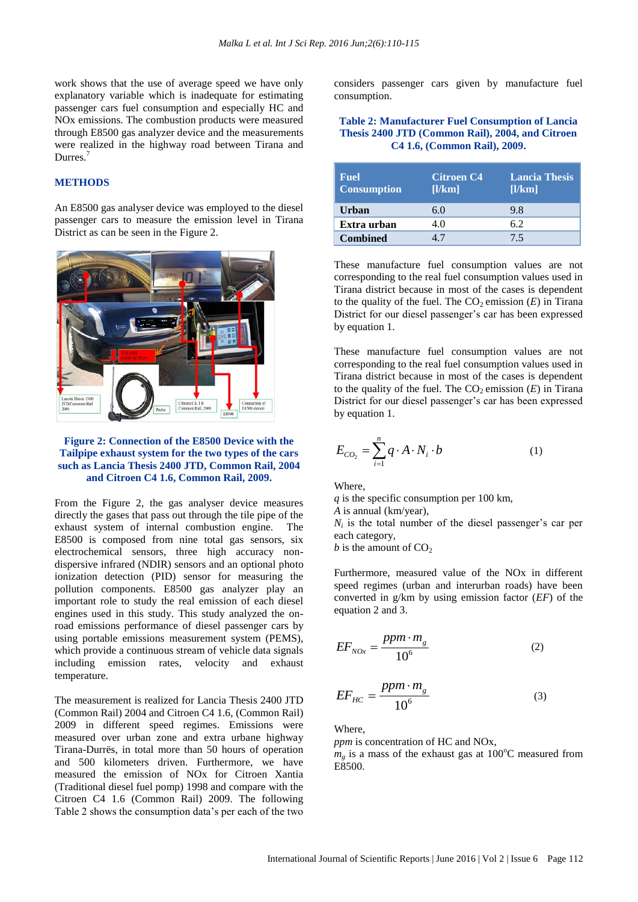work shows that the use of average speed we have only explanatory variable which is inadequate for estimating passenger cars fuel consumption and especially HC and NOx emissions. The combustion products were measured through E8500 gas analyzer device and the measurements were realized in the highway road between Tirana and Durres.[7]

## METHODS

An E8500 gas analyser device was employed to the diesel passenger cars to measure the emission level in Tirana District as can be seen in the Figure 2.

**Figure 2: Connection of the E8500 Device with the Tailpipe exhaust system for the two types of the cars such as Lancia Thesis 2400 JTD, Common Rail, 2004 and Citroen C4 1.6, Common Rail, 2009.**

From the Figure 2, the gas analyser device measures directly the gases that pass out through the tile pipe of the exhaust system of internal combustion engine. The E8500 is composed from nine total gas sensors, six electrochemical sensors, three high accuracy non-dispersive infrared (NDIR) sensors and an optional photo ionization detection (PID) sensor for measuring the pollution components. E8500 gas analyzer play an important role to study the real emission of each diesel engines used in this study. This study analyzed the on-road emissions performance of diesel passenger cars by using portable emissions measurement system (PEMS), which provide a continuous stream of vehicle data signals including emission rates, velocity and exhaust temperature.

The measurement is realized for Lancia Thesis 2400 JTD (Common Rail) 2004 and Citroen C4 1.6, (Common Rail) 2009 in different speed regimes. Emissions were measured over urban zone and extra urbane highway Tirana-Durrës, in total more than 50 hours of operation and 500 kilometers driven. Furthermore, we have measured the emission of NOx for Citroen Xantia (Traditional diesel fuel pomp) 1998 and compare with the Citroen C4 1.6 (Common Rail) 2009. The following Table 2 shows the consumption data's per each of the two considers passenger cars given by manufacture fuel consumption.

**Table 2: Manufacturer Fuel Consumption of Lancia Thesis 2400 JTD (Common Rail), 2004, and Citroen C4 1.6, (Common Rail), 2009.**

| Fuel Consumption | Citroen C4 [l/km] | Lancia Thesis [l/km] |
|---|---|---|
| **Urban** | 6.0 | 9.8 |
| **Extra urban** | 4.0 | 6.2 |
| **Combined** | 4.7 | 7.5 |

These manufacture fuel consumption values are not corresponding to the real fuel consumption values used in Tirana district because in most of the cases is dependent to the quality of the fuel. The $CO_2$ emission (*E*) in Tirana District for our diesel passenger's car has been expressed by equation 1.

These manufacture fuel consumption values are not corresponding to the real fuel consumption values used in Tirana district because in most of the cases is dependent to the quality of the fuel. The $CO_2$ emission (*E*) in Tirana District for our diesel passenger's car has been expressed by equation 1.

$$E_{CO_2} = \sum_{i=1}^{n} q \cdot A \cdot N_i \cdot b \qquad (1)$$

Where,
$q$ is the specific consumption per 100 km,
$A$ is annual (km/year),
$N_i$ is the total number of the diesel passenger's car per each category,
$b$ is the amount of $CO_2$

Furthermore, measured value of the NOx in different speed regimes (urban and interurban roads) have been converted in g/km by using emission factor (*EF*) of the equation 2 and 3.

$$EF_{NOx} = \frac{ppm \cdot m_g}{10^6} \qquad (2)$$

$$EF_{HC} = \frac{ppm \cdot m_g}{10^6} \qquad (3)$$

Where,
*ppm* is concentration of HC and NOx,
$m_g$ is a mass of the exhaust gas at 100°C measured from E8500.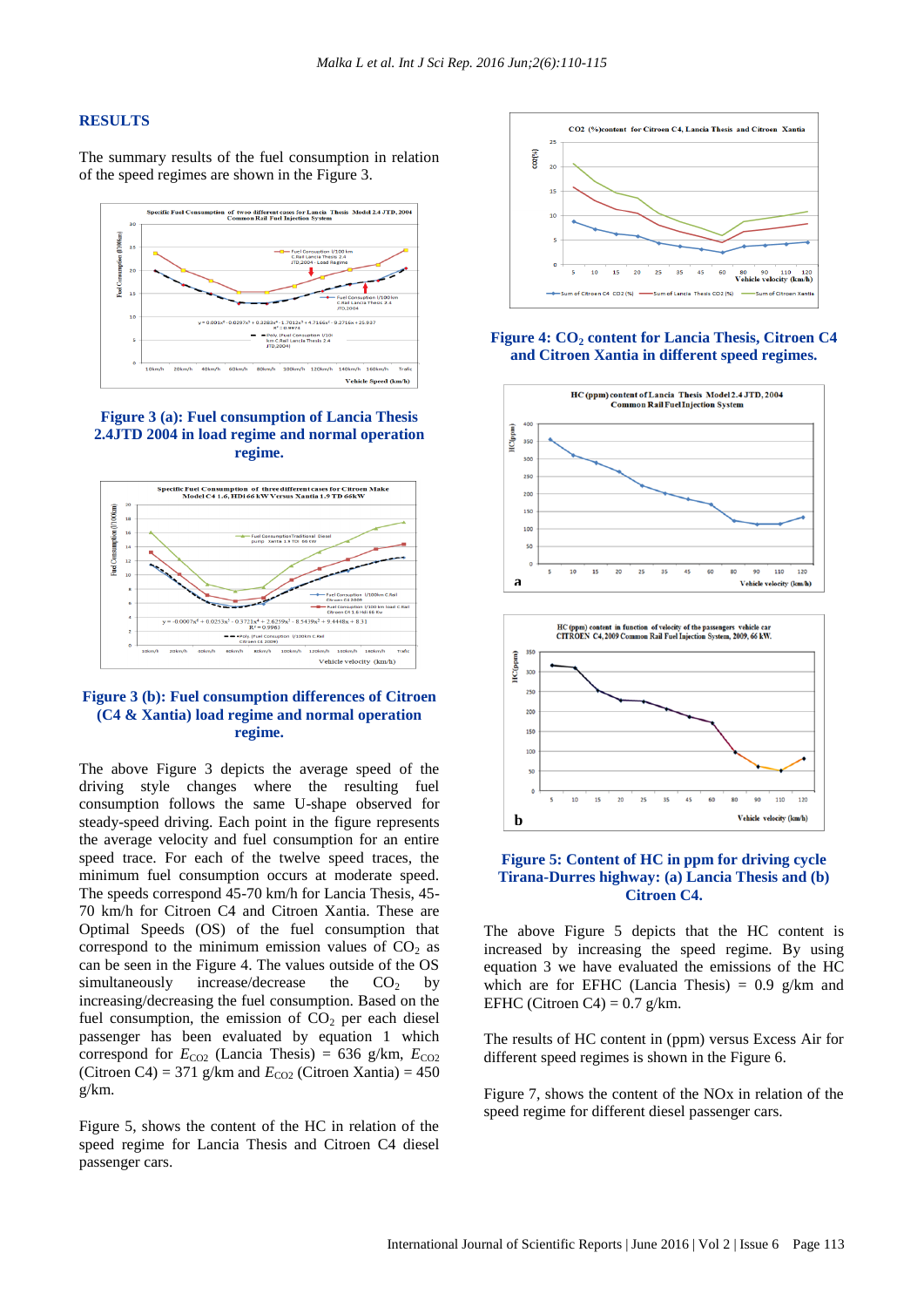## RESULTS

The summary results of the fuel consumption in relation of the speed regimes are shown in the Figure 3.

**Figure 3 (a): Fuel consumption of Lancia Thesis 2.4JTD 2004 in load regime and normal operation regime.**

**Figure 3 (b): Fuel consumption differences of Citroen (C4 & Xantia) load regime and normal operation regime.**

The above Figure 3 depicts the average speed of the driving style changes where the resulting fuel consumption follows the same U-shape observed for steady-speed driving. Each point in the figure represents the average velocity and fuel consumption for an entire speed trace. For each of the twelve speed traces, the minimum fuel consumption occurs at moderate speed. The speeds correspond 45-70 km/h for Lancia Thesis, 45-70 km/h for Citroen C4 and Citroen Xantia. These are Optimal Speeds (OS) of the fuel consumption that correspond to the minimum emission values of $CO_2$ as can be seen in the Figure 4. The values outside of the OS simultaneously increase/decrease the $CO_2$ by increasing/decreasing the fuel consumption. Based on the fuel consumption, the emission of $CO_2$ per each diesel passenger has been evaluated by equation 1 which correspond for $E_{CO2}$ (Lancia Thesis) = 636 g/km, $E_{CO2}$ (Citroen C4) = 371 g/km and $E_{CO2}$ (Citroen Xantia) = 450 g/km.

Figure 5, shows the content of the HC in relation of the speed regime for Lancia Thesis and Citroen C4 diesel passenger cars.

**Figure 4: $CO_2$ content for Lancia Thesis, Citroen C4 and Citroen Xantia in different speed regimes.**

**Figure 5: Content of HC in ppm for driving cycle Tirana-Durres highway: (a) Lancia Thesis and (b) Citroen C4.**

The above Figure 5 depicts that the HC content is increased by increasing the speed regime. By using equation 3 we have evaluated the emissions of the HC which are for EFHC (Lancia Thesis) = 0.9 g/km and EFHC (Citroen C4) = 0.7 g/km.

The results of HC content in (ppm) versus Excess Air for different speed regimes is shown in the Figure 6.

Figure 7, shows the content of the NOx in relation of the speed regime for different diesel passenger cars.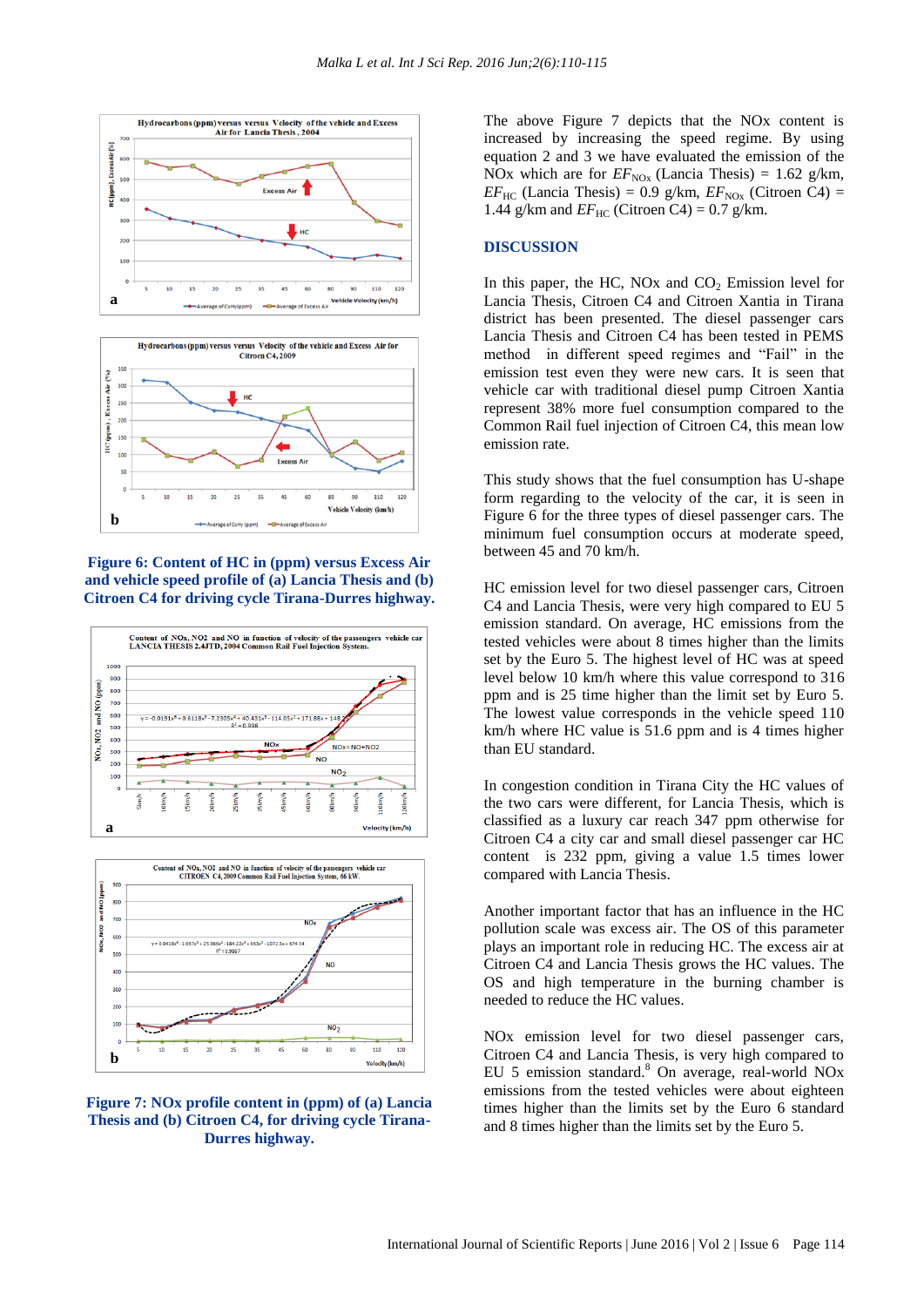Figure 6: Content of HC in (ppm) versus Excess Air and vehicle speed profile of (a) Lancia Thesis and (b) Citroen C4 for driving cycle Tirana-Durres highway.

Figure 7: NOx profile content in (ppm) of (a) Lancia Thesis and (b) Citroen C4, for driving cycle Tirana-Durres highway.

The above Figure 7 depicts that the NOx content is increased by increasing the speed regime. By using equation 2 and 3 we have evaluated the emission of the NOx which are for $EF_{NOx}$ (Lancia Thesis) = 1.62 g/km, $EF_{HC}$ (Lancia Thesis) = 0.9 g/km, $EF_{NOx}$ (Citroen C4) = 1.44 g/km and $EF_{HC}$ (Citroen C4) = 0.7 g/km.

## DISCUSSION

In this paper, the HC, NOx and $CO_2$ Emission level for Lancia Thesis, Citroen C4 and Citroen Xantia in Tirana district has been presented. The diesel passenger cars Lancia Thesis and Citroen C4 has been tested in PEMS method in different speed regimes and "Fail" in the emission test even they were new cars. It is seen that vehicle car with traditional diesel pump Citroen Xantia represent 38% more fuel consumption compared to the Common Rail fuel injection of Citroen C4, this mean low emission rate.

This study shows that the fuel consumption has U-shape form regarding to the velocity of the car, it is seen in Figure 6 for the three types of diesel passenger cars. The minimum fuel consumption occurs at moderate speed, between 45 and 70 km/h.

HC emission level for two diesel passenger cars, Citroen C4 and Lancia Thesis, were very high compared to EU 5 emission standard. On average, HC emissions from the tested vehicles were about 8 times higher than the limits set by the Euro 5. The highest level of HC was at speed level below 10 km/h where this value correspond to 316 ppm and is 25 time higher than the limit set by Euro 5. The lowest value corresponds in the vehicle speed 110 km/h where HC value is 51.6 ppm and is 4 times higher than EU standard.

In congestion condition in Tirana City the HC values of the two cars were different, for Lancia Thesis, which is classified as a luxury car reach 347 ppm otherwise for Citroen C4 a city car and small diesel passenger car HC content is 232 ppm, giving a value 1.5 times lower compared with Lancia Thesis.

Another important factor that has an influence in the HC pollution scale was excess air. The OS of this parameter plays an important role in reducing HC. The excess air at Citroen C4 and Lancia Thesis grows the HC values. The OS and high temperature in the burning chamber is needed to reduce the HC values.

NOx emission level for two diesel passenger cars, Citroen C4 and Lancia Thesis, is very high compared to EU 5 emission standard.[8] On average, real-world NOx emissions from the tested vehicles were about eighteen times higher than the limits set by the Euro 6 standard and 8 times higher than the limits set by the Euro 5.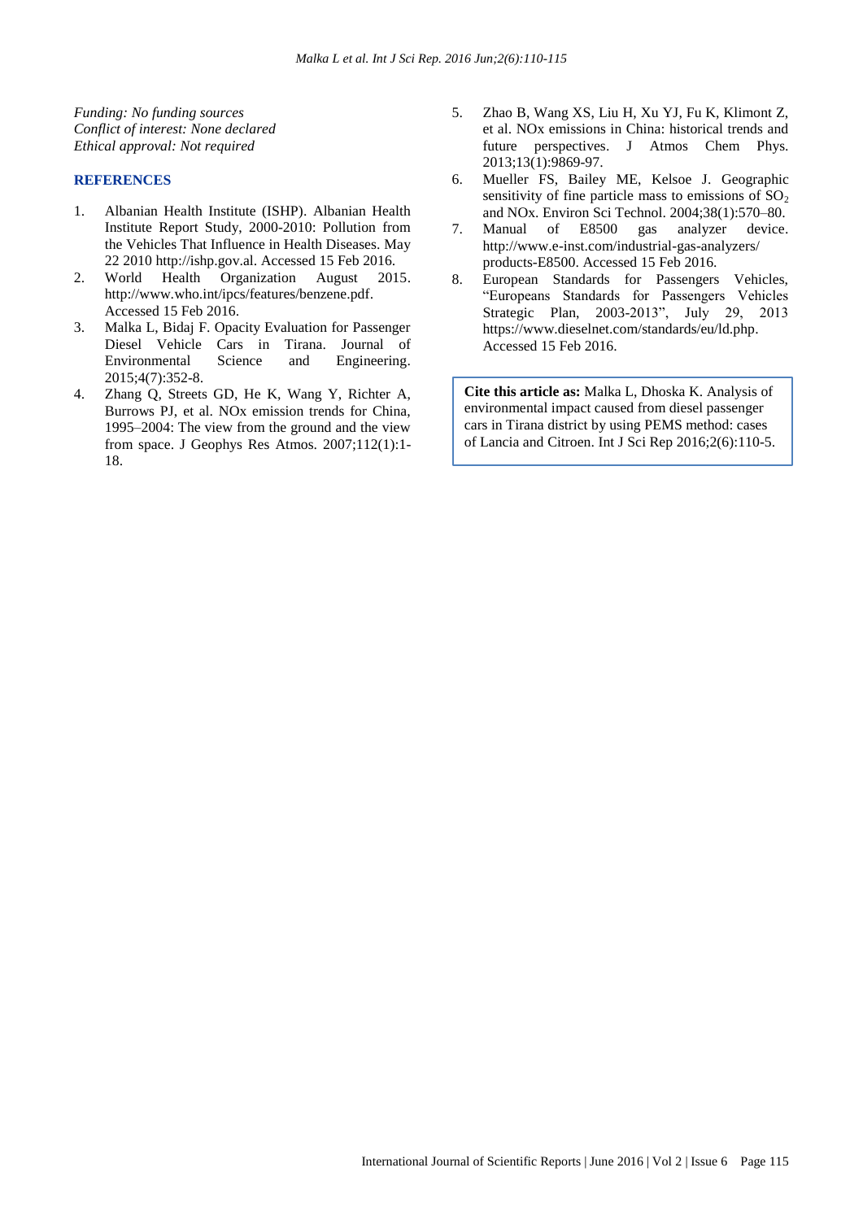*Funding: No funding sources*
*Conflict of interest: None declared*
*Ethical approval: Not required*

## REFERENCES

1. Albanian Health Institute (ISHP). Albanian Health Institute Report Study, 2000-2010: Pollution from the Vehicles That Influence in Health Diseases. May 22 2010 http://ishp.gov.al. Accessed 15 Feb 2016.
2. World Health Organization August 2015. http://www.who.int/ipcs/features/benzene.pdf. Accessed 15 Feb 2016.
3. Malka L, Bidaj F. Opacity Evaluation for Passenger Diesel Vehicle Cars in Tirana. Journal of Environmental Science and Engineering. 2015;4(7):352-8.
4. Zhang Q, Streets GD, He K, Wang Y, Richter A, Burrows PJ, et al. NOx emission trends for China, 1995–2004: The view from the ground and the view from space. J Geophys Res Atmos. 2007;112(1):1-18.
5. Zhao B, Wang XS, Liu H, Xu YJ, Fu K, Klimont Z, et al. NOx emissions in China: historical trends and future perspectives. J Atmos Chem Phys. 2013;13(1):9869-97.
6. Mueller FS, Bailey ME, Kelsoe J. Geographic sensitivity of fine particle mass to emissions of $SO_2$ and NOx. Environ Sci Technol. 2004;38(1):570–80.
7. Manual of E8500 gas analyzer device. http://www.e-inst.com/industrial-gas-analyzers/products-E8500. Accessed 15 Feb 2016.
8. European Standards for Passengers Vehicles, "Europeans Standards for Passengers Vehicles Strategic Plan, 2003-2013", July 29, 2013 https://www.dieselnet.com/standards/eu/ld.php. Accessed 15 Feb 2016.

**Cite this article as:** Malka L, Dhoska K. Analysis of environmental impact caused from diesel passenger cars in Tirana district by using PEMS method: cases of Lancia and Citroen. Int J Sci Rep 2016;2(6):110-5.